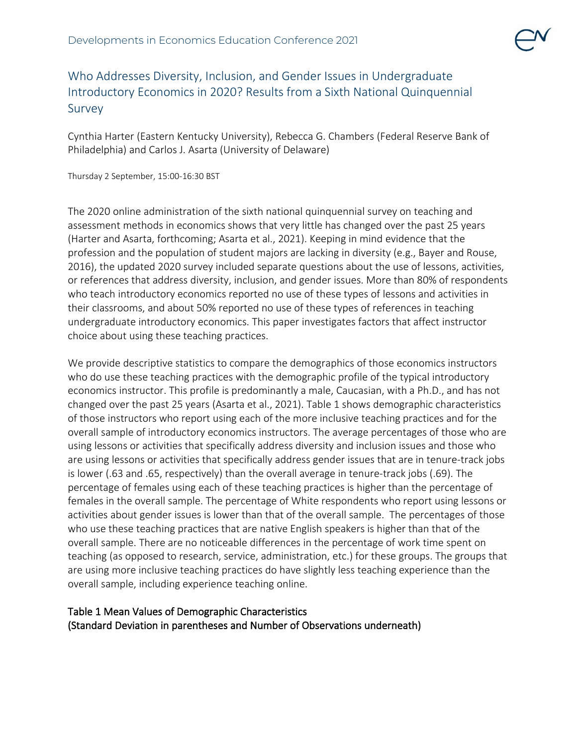# Who Addresses Diversity, Inclusion, and Gender Issues in Undergraduate Introductory Economics in 2020? Results from a Sixth National Quinquennial Survey

Cynthia Harter (Eastern Kentucky University), Rebecca G. Chambers (Federal Reserve Bank of Philadelphia) and Carlos J. Asarta (University of Delaware)

Thursday 2 September, 15:00-16:30 BST

The 2020 online administration of the sixth national quinquennial survey on teaching and assessment methods in economics shows that very little has changed over the past 25 years (Harter and Asarta, forthcoming; Asarta et al., 2021). Keeping in mind evidence that the profession and the population of student majors are lacking in diversity (e.g., Bayer and Rouse, 2016), the updated 2020 survey included separate questions about the use of lessons, activities, or references that address diversity, inclusion, and gender issues. More than 80% of respondents who teach introductory economics reported no use of these types of lessons and activities in their classrooms, and about 50% reported no use of these types of references in teaching undergraduate introductory economics. This paper investigates factors that affect instructor choice about using these teaching practices.

We provide descriptive statistics to compare the demographics of those economics instructors who do use these teaching practices with the demographic profile of the typical introductory economics instructor. This profile is predominantly a male, Caucasian, with a Ph.D., and has not changed over the past 25 years (Asarta et al., 2021). Table 1 shows demographic characteristics of those instructors who report using each of the more inclusive teaching practices and for the overall sample of introductory economics instructors. The average percentages of those who are using lessons or activities that specifically address diversity and inclusion issues and those who are using lessons or activities that specifically address gender issues that are in tenure-track jobs is lower (.63 and .65, respectively) than the overall average in tenure-track jobs (.69). The percentage of females using each of these teaching practices is higher than the percentage of females in the overall sample. The percentage of White respondents who report using lessons or activities about gender issues is lower than that of the overall sample. The percentages of those who use these teaching practices that are native English speakers is higher than that of the overall sample. There are no noticeable differences in the percentage of work time spent on teaching (as opposed to research, service, administration, etc.) for these groups. The groups that are using more inclusive teaching practices do have slightly less teaching experience than the overall sample, including experience teaching online.

**Table 1 Mean Values of Demographic Characteristics**
**(Standard Deviation in parentheses and Number of Observations underneath)**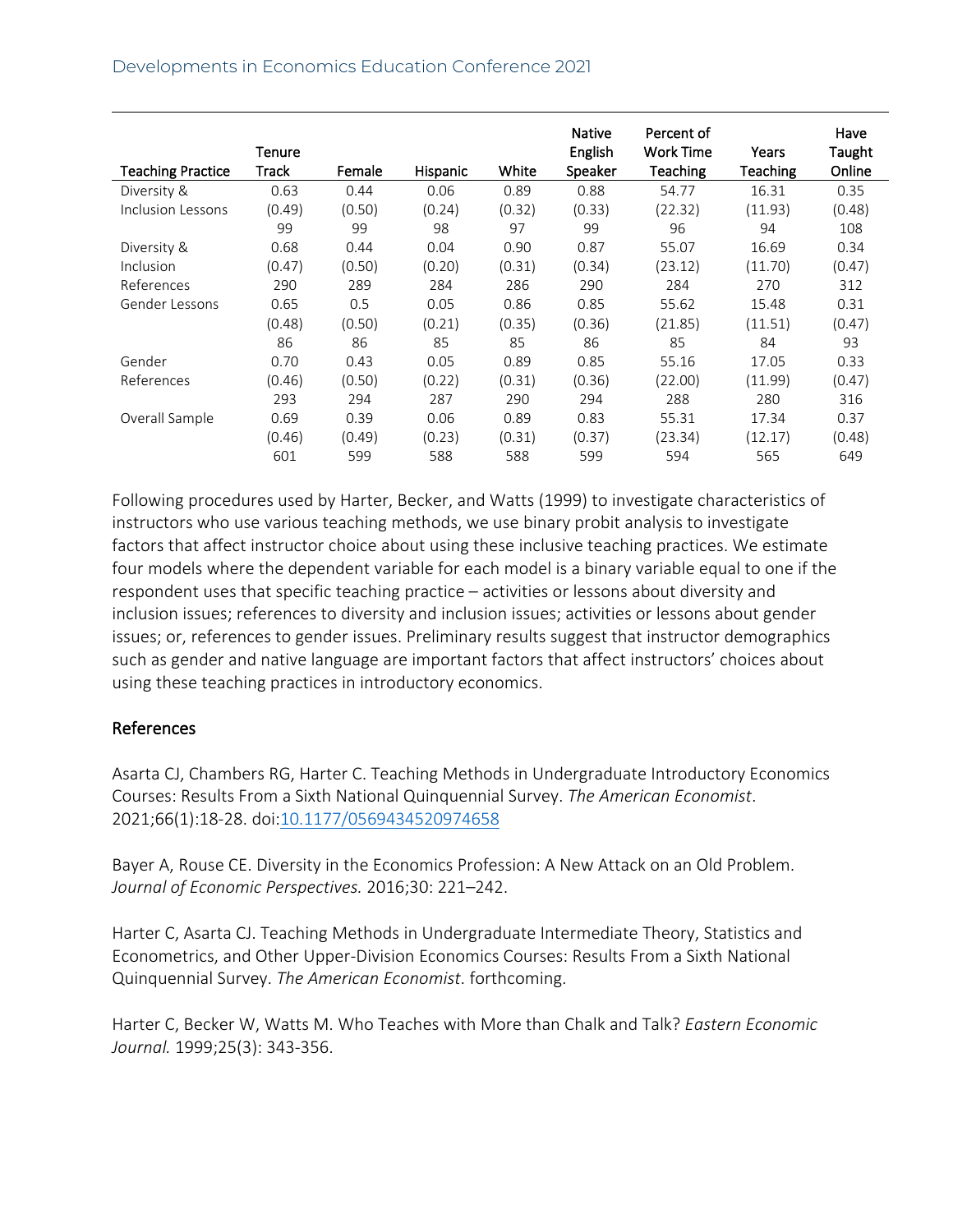| Teaching Practice | Tenure Track | Female | Hispanic | White | Native English Speaker | Percent of Work Time Teaching | Years Teaching | Have Taught Online |
|---|---|---|---|---|---|---|---|---|
| Diversity & | 0.63 | 0.44 | 0.06 | 0.89 | 0.88 | 54.77 | 16.31 | 0.35 |
| Inclusion Lessons | (0.49) | (0.50) | (0.24) | (0.32) | (0.33) | (22.32) | (11.93) | (0.48) |
| | 99 | 99 | 98 | 97 | 99 | 96 | 94 | 108 |
| Diversity & | 0.68 | 0.44 | 0.04 | 0.90 | 0.87 | 55.07 | 16.69 | 0.34 |
| Inclusion | (0.47) | (0.50) | (0.20) | (0.31) | (0.34) | (23.12) | (11.70) | (0.47) |
| References | 290 | 289 | 284 | 286 | 290 | 284 | 270 | 312 |
| Gender Lessons | 0.65 | 0.5 | 0.05 | 0.86 | 0.85 | 55.62 | 15.48 | 0.31 |
| | (0.48) | (0.50) | (0.21) | (0.35) | (0.36) | (21.85) | (11.51) | (0.47) |
| | 86 | 86 | 85 | 85 | 86 | 85 | 84 | 93 |
| Gender | 0.70 | 0.43 | 0.05 | 0.89 | 0.85 | 55.16 | 17.05 | 0.33 |
| References | (0.46) | (0.50) | (0.22) | (0.31) | (0.36) | (22.00) | (11.99) | (0.47) |
| | 293 | 294 | 287 | 290 | 294 | 288 | 280 | 316 |
| Overall Sample | 0.69 | 0.39 | 0.06 | 0.89 | 0.83 | 55.31 | 17.34 | 0.37 |
| | (0.46) | (0.49) | (0.23) | (0.31) | (0.37) | (23.34) | (12.17) | (0.48) |
| | 601 | 599 | 588 | 588 | 599 | 594 | 565 | 649 |

Following procedures used by Harter, Becker, and Watts (1999) to investigate characteristics of instructors who use various teaching methods, we use binary probit analysis to investigate factors that affect instructor choice about using these inclusive teaching practices. We estimate four models where the dependent variable for each model is a binary variable equal to one if the respondent uses that specific teaching practice – activities or lessons about diversity and inclusion issues; references to diversity and inclusion issues; activities or lessons about gender issues; or, references to gender issues. Preliminary results suggest that instructor demographics such as gender and native language are important factors that affect instructors' choices about using these teaching practices in introductory economics.

## References

Asarta CJ, Chambers RG, Harter C. Teaching Methods in Undergraduate Introductory Economics Courses: Results From a Sixth National Quinquennial Survey. *The American Economist*. 2021;66(1):18-28. doi:10.1177/0569434520974658

Bayer A, Rouse CE. Diversity in the Economics Profession: A New Attack on an Old Problem. *Journal of Economic Perspectives.* 2016;30: 221–242.

Harter C, Asarta CJ. Teaching Methods in Undergraduate Intermediate Theory, Statistics and Econometrics, and Other Upper-Division Economics Courses: Results From a Sixth National Quinquennial Survey. *The American Economist*. forthcoming.

Harter C, Becker W, Watts M. Who Teaches with More than Chalk and Talk? *Eastern Economic Journal.* 1999;25(3): 343-356.